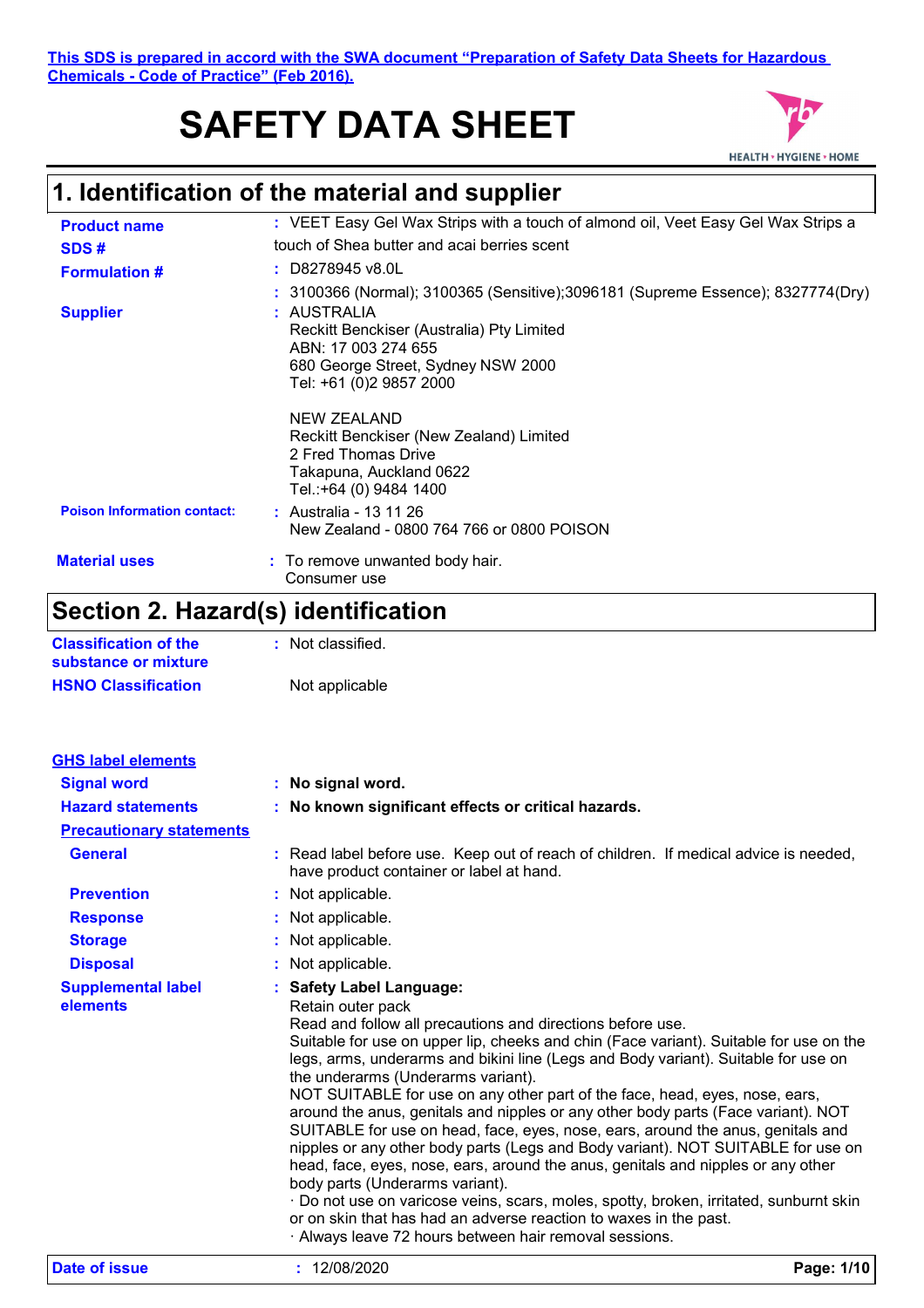**This SDS is prepared in accord with the SWA document "Preparation of Safety Data Sheets for Hazardous Chemicals - Code of Practice" (Feb 2016).**

# SAFETY DATA SHEET

HEALTH • HYGIENE • HOME

## 1. Identification of the material and supplier

| | |
|---|---|
| **Product name** | : VEET Easy Gel Wax Strips with a touch of almond oil, Veet Easy Gel Wax Strips a touch of Shea butter and acai berries scent |
| **SDS #** | : D8278945 v8.0L |
| **Formulation #** | : 3100366 (Normal); 3100365 (Sensitive);3096181 (Supreme Essence); 8327774(Dry) |
| **Supplier** | : AUSTRALIA<br>Reckitt Benckiser (Australia) Pty Limited<br>ABN: 17 003 274 655<br>680 George Street, Sydney NSW 2000<br>Tel: +61 (0)2 9857 2000<br><br>NEW ZEALAND<br>Reckitt Benckiser (New Zealand) Limited<br>2 Fred Thomas Drive<br>Takapuna, Auckland 0622<br>Tel.:+64 (0) 9484 1400 |
| **Poison Information contact:** | : Australia - 13 11 26<br>New Zealand - 0800 764 766 or 0800 POISON |
| **Material uses** | : To remove unwanted body hair.<br>Consumer use |

## Section 2. Hazard(s) identification

| | |
|---|---|
| **Classification of the substance or mixture** | : Not classified. |
| **HSNO Classification** | Not applicable |

**GHS label elements**

| | |
|---|---|
| **Signal word** | : **No signal word.** |
| **Hazard statements** | : **No known significant effects or critical hazards.** |
| **Precautionary statements** | |
| **General** | : Read label before use. Keep out of reach of children. If medical advice is needed, have product container or label at hand. |
| **Prevention** | : Not applicable. |
| **Response** | : Not applicable. |
| **Storage** | : Not applicable. |
| **Disposal** | : Not applicable. |
| **Supplemental label elements** | : **Safety Label Language:**<br>Retain outer pack<br>Read and follow all precautions and directions before use.<br>Suitable for use on upper lip, cheeks and chin (Face variant). Suitable for use on the legs, arms, underarms and bikini line (Legs and Body variant). Suitable for use on the underarms (Underarms variant).<br>NOT SUITABLE for use on any other part of the face, head, eyes, nose, ears, around the anus, genitals and nipples or any other body parts (Face variant). NOT SUITABLE for use on head, face, eyes, nose, ears, around the anus, genitals and nipples or any other body parts (Legs and Body variant). NOT SUITABLE for use on head, face, eyes, nose, ears, around the anus, genitals and nipples or any other body parts (Underarms variant).<br>· Do not use on varicose veins, scars, moles, spotty, broken, irritated, sunburnt skin or on skin that has had an adverse reaction to waxes in the past.<br>· Always leave 72 hours between hair removal sessions. |

**Date of issue** : 12/08/2020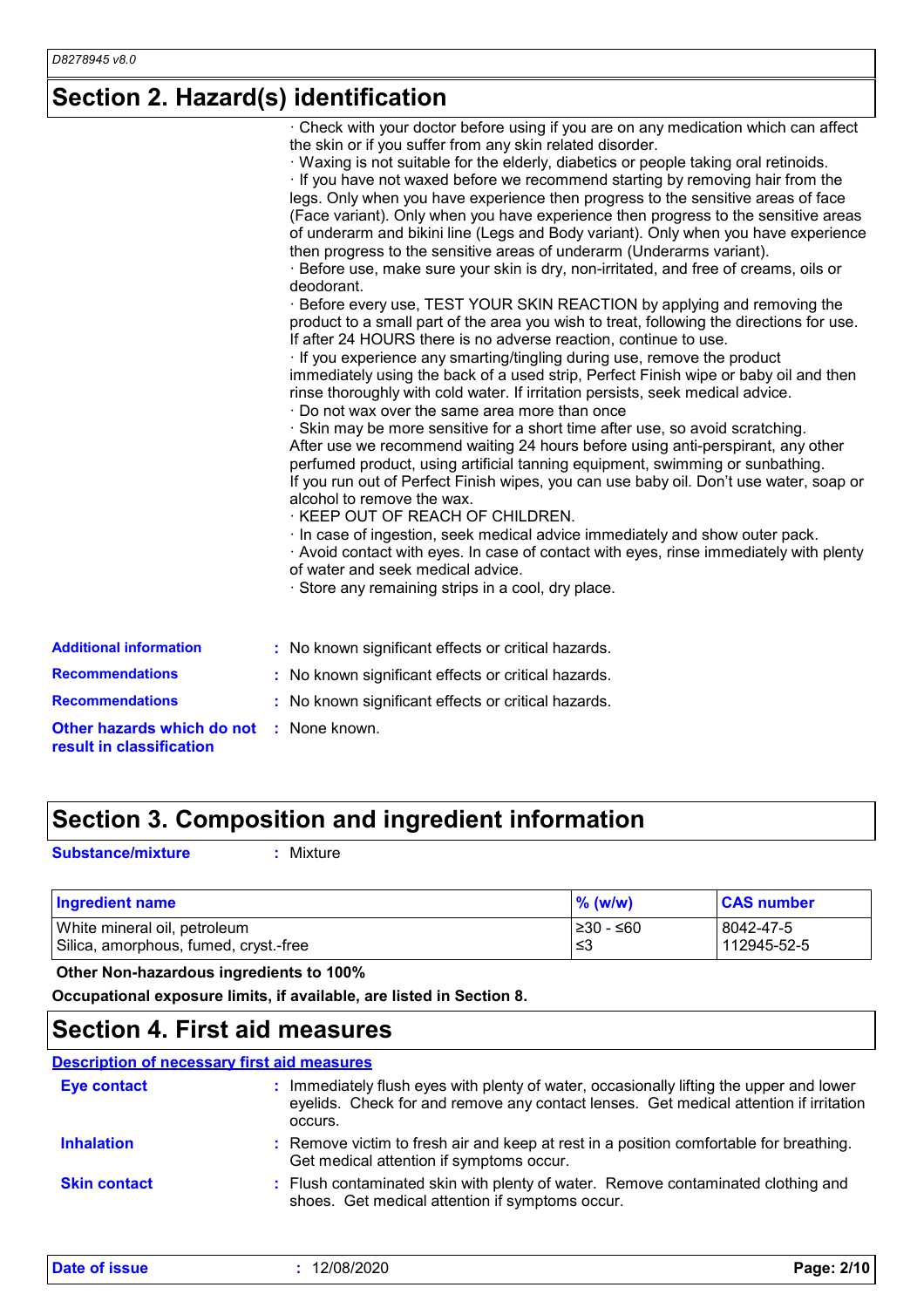## Section 2. Hazard(s) identification

· Check with your doctor before using if you are on any medication which can affect the skin or if you suffer from any skin related disorder.
· Waxing is not suitable for the elderly, diabetics or people taking oral retinoids.
· If you have not waxed before we recommend starting by removing hair from the legs. Only when you have experience then progress to the sensitive areas of face (Face variant). Only when you have experience then progress to the sensitive areas of underarm and bikini line (Legs and Body variant). Only when you have experience then progress to the sensitive areas of underarm (Underarms variant).
· Before use, make sure your skin is dry, non-irritated, and free of creams, oils or deodorant.
· Before every use, TEST YOUR SKIN REACTION by applying and removing the product to a small part of the area you wish to treat, following the directions for use. If after 24 HOURS there is no adverse reaction, continue to use.
· If you experience any smarting/tingling during use, remove the product immediately using the back of a used strip, Perfect Finish wipe or baby oil and then rinse thoroughly with cold water. If irritation persists, seek medical advice.
· Do not wax over the same area more than once
· Skin may be more sensitive for a short time after use, so avoid scratching. After use we recommend waiting 24 hours before using anti-perspirant, any other perfumed product, using artificial tanning equipment, swimming or sunbathing. If you run out of Perfect Finish wipes, you can use baby oil. Don't use water, soap or alcohol to remove the wax.
· KEEP OUT OF REACH OF CHILDREN.
· In case of ingestion, seek medical advice immediately and show outer pack.
· Avoid contact with eyes. In case of contact with eyes, rinse immediately with plenty of water and seek medical advice.
· Store any remaining strips in a cool, dry place.

**Additional information** : No known significant effects or critical hazards.

**Recommendations** : No known significant effects or critical hazards.

**Recommendations** : No known significant effects or critical hazards.

**Other hazards which do not result in classification** : None known.

## Section 3. Composition and ingredient information

**Substance/mixture** : Mixture

| Ingredient name | % (w/w) | CAS number |
|---|---|---|
| White mineral oil, petroleum | ≥30 - ≤60 | 8042-47-5 |
| Silica, amorphous, fumed, cryst.-free | ≤3 | 112945-52-5 |

**Other Non-hazardous ingredients to 100%**

**Occupational exposure limits, if available, are listed in Section 8.**

## Section 4. First aid measures

**Description of necessary first aid measures**

**Eye contact** : Immediately flush eyes with plenty of water, occasionally lifting the upper and lower eyelids. Check for and remove any contact lenses. Get medical attention if irritation occurs.

**Inhalation** : Remove victim to fresh air and keep at rest in a position comfortable for breathing. Get medical attention if symptoms occur.

**Skin contact** : Flush contaminated skin with plenty of water. Remove contaminated clothing and shoes. Get medical attention if symptoms occur.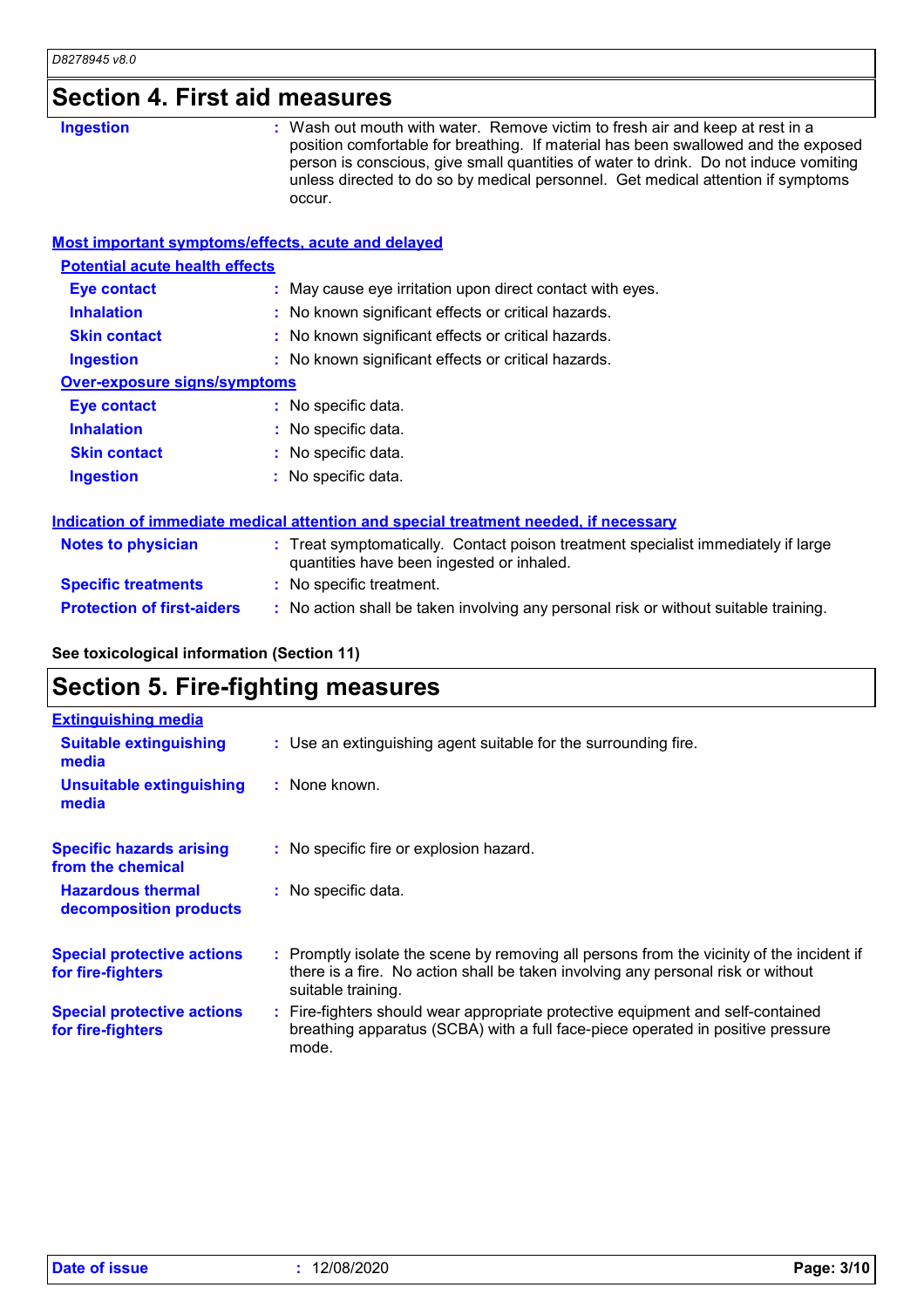## Section 4. First aid measures

| | |
|---|---|
| **Ingestion** | Wash out mouth with water. Remove victim to fresh air and keep at rest in a position comfortable for breathing. If material has been swallowed and the exposed person is conscious, give small quantities of water to drink. Do not induce vomiting unless directed to do so by medical personnel. Get medical attention if symptoms occur. |

### Most important symptoms/effects, acute and delayed

**Potential acute health effects**

| | |
|---|---|
| **Eye contact** | May cause eye irritation upon direct contact with eyes. |
| **Inhalation** | No known significant effects or critical hazards. |
| **Skin contact** | No known significant effects or critical hazards. |
| **Ingestion** | No known significant effects or critical hazards. |

**Over-exposure signs/symptoms**

| | |
|---|---|
| **Eye contact** | No specific data. |
| **Inhalation** | No specific data. |
| **Skin contact** | No specific data. |
| **Ingestion** | No specific data. |

### Indication of immediate medical attention and special treatment needed, if necessary

| | |
|---|---|
| **Notes to physician** | Treat symptomatically. Contact poison treatment specialist immediately if large quantities have been ingested or inhaled. |
| **Specific treatments** | No specific treatment. |
| **Protection of first-aiders** | No action shall be taken involving any personal risk or without suitable training. |

**See toxicological information (Section 11)**

## Section 5. Fire-fighting measures

### Extinguishing media

| | |
|---|---|
| **Suitable extinguishing media** | Use an extinguishing agent suitable for the surrounding fire. |
| **Unsuitable extinguishing media** | None known. |

| | |
|---|---|
| **Specific hazards arising from the chemical** | No specific fire or explosion hazard. |
| **Hazardous thermal decomposition products** | No specific data. |

| | |
|---|---|
| **Special protective actions for fire-fighters** | Promptly isolate the scene by removing all persons from the vicinity of the incident if there is a fire. No action shall be taken involving any personal risk or without suitable training. |
| **Special protective actions for fire-fighters** | Fire-fighters should wear appropriate protective equipment and self-contained breathing apparatus (SCBA) with a full face-piece operated in positive pressure mode. |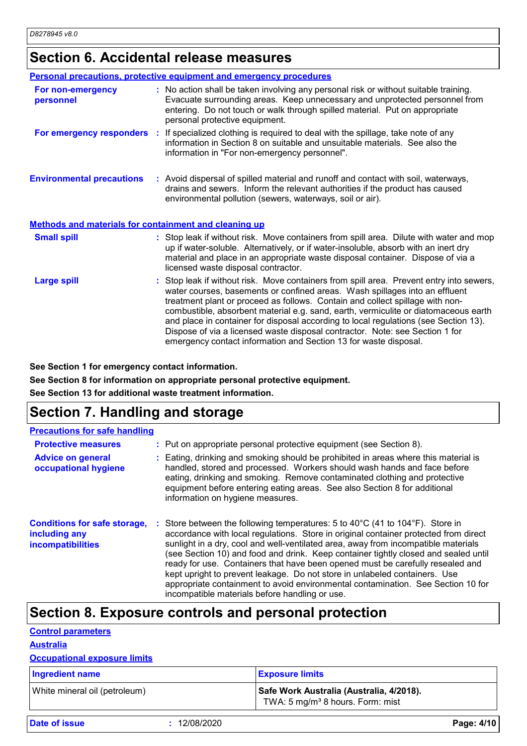## Section 6. Accidental release measures

**Personal precautions, protective equipment and emergency procedures**

**For non-emergency personnel** : No action shall be taken involving any personal risk or without suitable training. Evacuate surrounding areas. Keep unnecessary and unprotected personnel from entering. Do not touch or walk through spilled material. Put on appropriate personal protective equipment.

**For emergency responders** : If specialized clothing is required to deal with the spillage, take note of any information in Section 8 on suitable and unsuitable materials. See also the information in "For non-emergency personnel".

**Environmental precautions** : Avoid dispersal of spilled material and runoff and contact with soil, waterways, drains and sewers. Inform the relevant authorities if the product has caused environmental pollution (sewers, waterways, soil or air).

**Methods and materials for containment and cleaning up**

**Small spill** : Stop leak if without risk. Move containers from spill area. Dilute with water and mop up if water-soluble. Alternatively, or if water-insoluble, absorb with an inert dry material and place in an appropriate waste disposal container. Dispose of via a licensed waste disposal contractor.

**Large spill** : Stop leak if without risk. Move containers from spill area. Prevent entry into sewers, water courses, basements or confined areas. Wash spillages into an effluent treatment plant or proceed as follows. Contain and collect spillage with non-combustible, absorbent material e.g. sand, earth, vermiculite or diatomaceous earth and place in container for disposal according to local regulations (see Section 13). Dispose of via a licensed waste disposal contractor. Note: see Section 1 for emergency contact information and Section 13 for waste disposal.

**See Section 1 for emergency contact information.**

**See Section 8 for information on appropriate personal protective equipment.**

**See Section 13 for additional waste treatment information.**

## Section 7. Handling and storage

**Precautions for safe handling**

**Protective measures** : Put on appropriate personal protective equipment (see Section 8).

**Advice on general occupational hygiene** : Eating, drinking and smoking should be prohibited in areas where this material is handled, stored and processed. Workers should wash hands and face before eating, drinking and smoking. Remove contaminated clothing and protective equipment before entering eating areas. See also Section 8 for additional information on hygiene measures.

**Conditions for safe storage, including any incompatibilities** : Store between the following temperatures: 5 to 40°C (41 to 104°F). Store in accordance with local regulations. Store in original container protected from direct sunlight in a dry, cool and well-ventilated area, away from incompatible materials (see Section 10) and food and drink. Keep container tightly closed and sealed until ready for use. Containers that have been opened must be carefully resealed and kept upright to prevent leakage. Do not store in unlabeled containers. Use appropriate containment to avoid environmental contamination. See Section 10 for incompatible materials before handling or use.

## Section 8. Exposure controls and personal protection

**Control parameters**

**Australia**

**Occupational exposure limits**

| Ingredient name | Exposure limits |
|---|---|
| White mineral oil (petroleum) | **Safe Work Australia (Australia, 4/2018).** TWA: 5 mg/m³ 8 hours. Form: mist |

**Date of issue** : 12/08/2020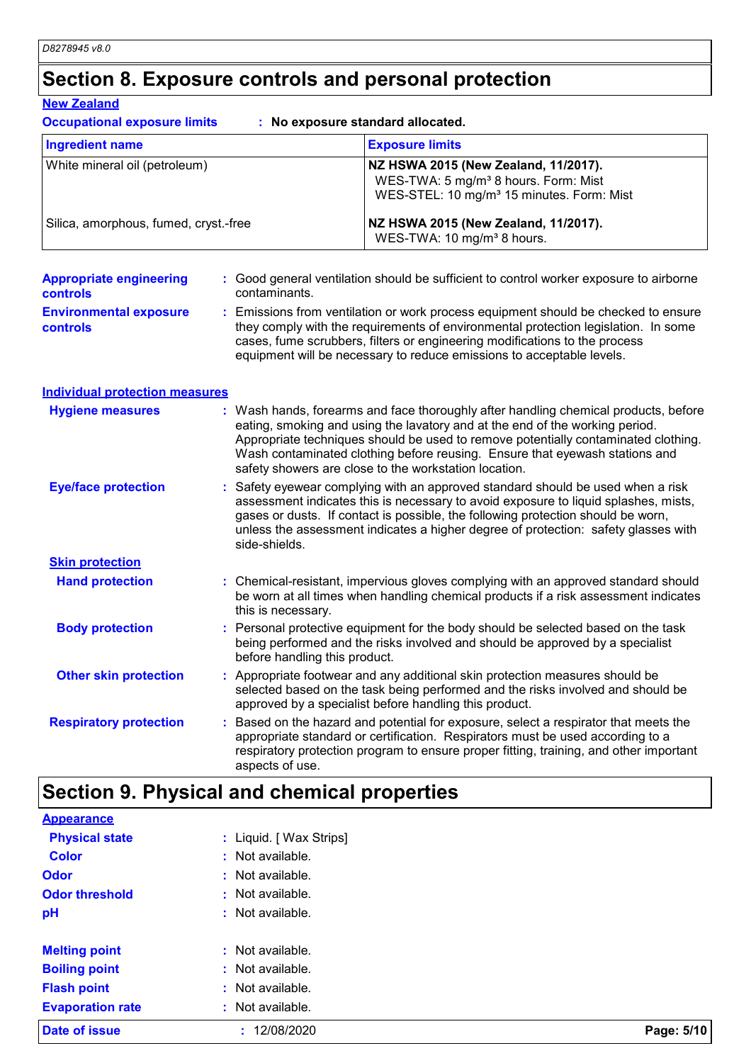# Section 8. Exposure controls and personal protection

**New Zealand**

**Occupational exposure limits** : **No exposure standard allocated.**

| Ingredient name | Exposure limits |
| --- | --- |
| White mineral oil (petroleum) | **NZ HSWA 2015 (New Zealand, 11/2017).**<br>WES-TWA: 5 mg/m³ 8 hours. Form: Mist<br>WES-STEL: 10 mg/m³ 15 minutes. Form: Mist |
| Silica, amorphous, fumed, cryst.-free | **NZ HSWA 2015 (New Zealand, 11/2017).**<br>WES-TWA: 10 mg/m³ 8 hours. |

**Appropriate engineering controls** : Good general ventilation should be sufficient to control worker exposure to airborne contaminants.

**Environmental exposure controls** : Emissions from ventilation or work process equipment should be checked to ensure they comply with the requirements of environmental protection legislation. In some cases, fume scrubbers, filters or engineering modifications to the process equipment will be necessary to reduce emissions to acceptable levels.

**Individual protection measures**

**Hygiene measures** : Wash hands, forearms and face thoroughly after handling chemical products, before eating, smoking and using the lavatory and at the end of the working period. Appropriate techniques should be used to remove potentially contaminated clothing. Wash contaminated clothing before reusing. Ensure that eyewash stations and safety showers are close to the workstation location.

**Eye/face protection** : Safety eyewear complying with an approved standard should be used when a risk assessment indicates this is necessary to avoid exposure to liquid splashes, mists, gases or dusts. If contact is possible, the following protection should be worn, unless the assessment indicates a higher degree of protection: safety glasses with side-shields.

**Skin protection**

**Hand protection** : Chemical-resistant, impervious gloves complying with an approved standard should be worn at all times when handling chemical products if a risk assessment indicates this is necessary.

**Body protection** : Personal protective equipment for the body should be selected based on the task being performed and the risks involved and should be approved by a specialist before handling this product.

**Other skin protection** : Appropriate footwear and any additional skin protection measures should be selected based on the task being performed and the risks involved and should be approved by a specialist before handling this product.

**Respiratory protection** : Based on the hazard and potential for exposure, select a respirator that meets the appropriate standard or certification. Respirators must be used according to a respiratory protection program to ensure proper fitting, training, and other important aspects of use.

# Section 9. Physical and chemical properties

**Appearance**

**Physical state** : Liquid. [ Wax Strips]

**Color** : Not available.

**Odor** : Not available.

**Odor threshold** : Not available.

**pH** : Not available.

**Melting point** : Not available.

**Boiling point** : Not available.

**Flash point** : Not available.

**Evaporation rate** : Not available.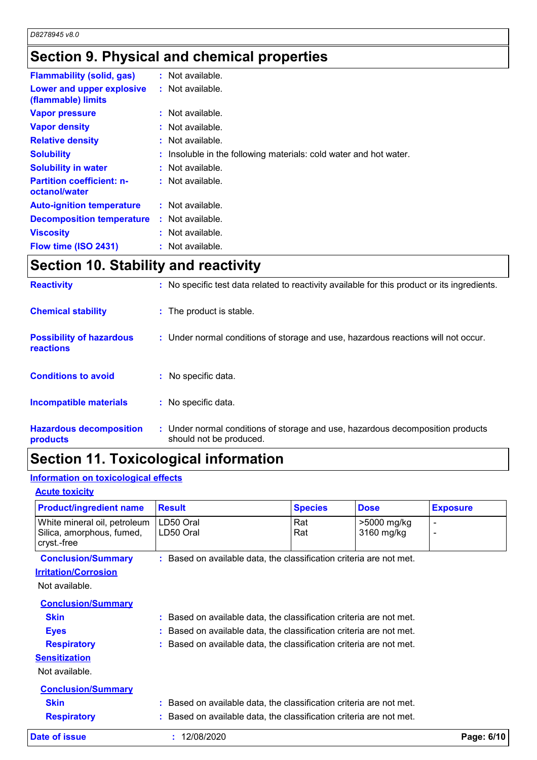## Section 9. Physical and chemical properties

| | |
|---|---|
| **Flammability (solid, gas)** | : Not available. |
| **Lower and upper explosive (flammable) limits** | : Not available. |
| **Vapor pressure** | : Not available. |
| **Vapor density** | : Not available. |
| **Relative density** | : Not available. |
| **Solubility** | : Insoluble in the following materials: cold water and hot water. |
| **Solubility in water** | : Not available. |
| **Partition coefficient: n-octanol/water** | : Not available. |
| **Auto-ignition temperature** | : Not available. |
| **Decomposition temperature** | : Not available. |
| **Viscosity** | : Not available. |
| **Flow time (ISO 2431)** | : Not available. |

## Section 10. Stability and reactivity

| | |
|---|---|
| **Reactivity** | : No specific test data related to reactivity available for this product or its ingredients. |
| **Chemical stability** | : The product is stable. |
| **Possibility of hazardous reactions** | : Under normal conditions of storage and use, hazardous reactions will not occur. |
| **Conditions to avoid** | : No specific data. |
| **Incompatible materials** | : No specific data. |
| **Hazardous decomposition products** | : Under normal conditions of storage and use, hazardous decomposition products should not be produced. |

## Section 11. Toxicological information

### Information on toxicological effects

#### Acute toxicity

| Product/ingredient name | Result | Species | Dose | Exposure |
|---|---|---|---|---|
| White mineral oil, petroleum | LD50 Oral | Rat | >5000 mg/kg | - |
| Silica, amorphous, fumed, cryst.-free | LD50 Oral | Rat | 3160 mg/kg | - |

**Conclusion/Summary** : Based on available data, the classification criteria are not met.

#### Irritation/Corrosion

Not available.

**Conclusion/Summary**

- **Skin** : Based on available data, the classification criteria are not met.
- **Eyes** : Based on available data, the classification criteria are not met.
- **Respiratory** : Based on available data, the classification criteria are not met.

#### Sensitization

Not available.

**Conclusion/Summary**

- **Skin** : Based on available data, the classification criteria are not met.
- **Respiratory** : Based on available data, the classification criteria are not met.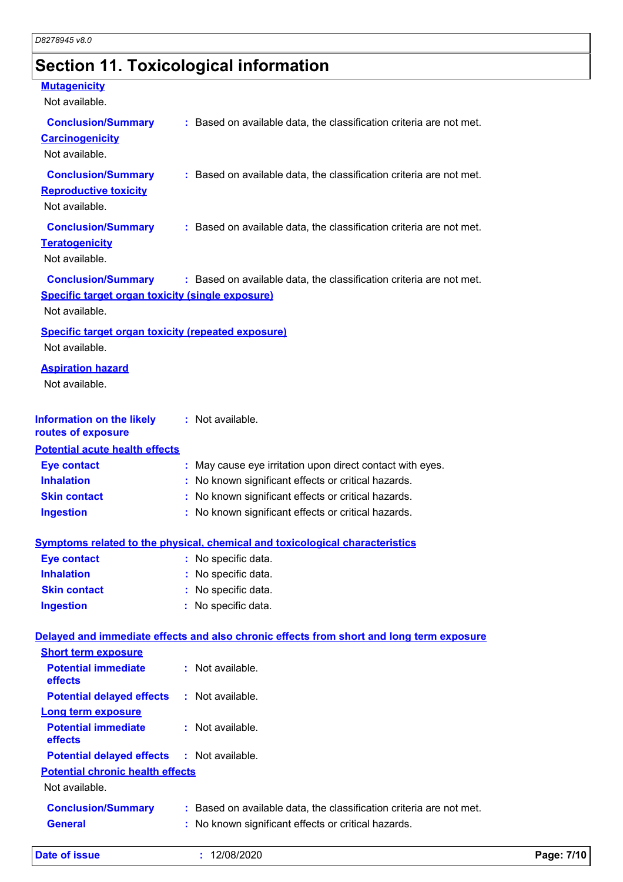## Section 11. Toxicological information

**Mutagenicity**

Not available.

**Conclusion/Summary** : Based on available data, the classification criteria are not met.

**Carcinogenicity**

Not available.

**Conclusion/Summary** : Based on available data, the classification criteria are not met.

**Reproductive toxicity**

Not available.

**Conclusion/Summary** : Based on available data, the classification criteria are not met.

**Teratogenicity**

Not available.

**Conclusion/Summary** : Based on available data, the classification criteria are not met.

**Specific target organ toxicity (single exposure)**

Not available.

**Specific target organ toxicity (repeated exposure)**

Not available.

**Aspiration hazard**

Not available.

**Information on the likely routes of exposure** : Not available.

**Potential acute health effects**

**Eye contact** : May cause eye irritation upon direct contact with eyes.

**Inhalation** : No known significant effects or critical hazards.

**Skin contact** : No known significant effects or critical hazards.

**Ingestion** : No known significant effects or critical hazards.

**Symptoms related to the physical, chemical and toxicological characteristics**

**Eye contact** : No specific data.

**Inhalation** : No specific data.

**Skin contact** : No specific data.

**Ingestion** : No specific data.

**Delayed and immediate effects and also chronic effects from short and long term exposure**

**Short term exposure**

**Potential immediate effects** : Not available.

**Potential delayed effects** : Not available.

**Long term exposure**

**Potential immediate effects** : Not available.

**Potential delayed effects** : Not available.

**Potential chronic health effects**

Not available.

**Conclusion/Summary** : Based on available data, the classification criteria are not met.

**General** : No known significant effects or critical hazards.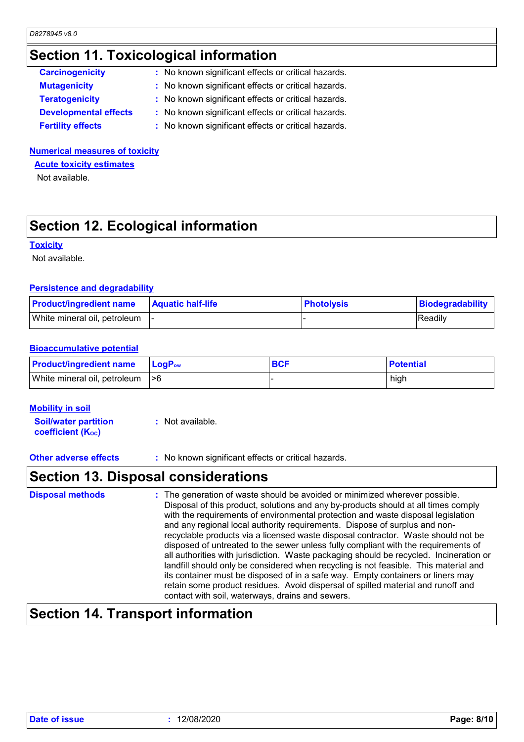## Section 11. Toxicological information

**Carcinogenicity** : No known significant effects or critical hazards.

**Mutagenicity** : No known significant effects or critical hazards.

**Teratogenicity** : No known significant effects or critical hazards.

**Developmental effects** : No known significant effects or critical hazards.

**Fertility effects** : No known significant effects or critical hazards.

**Numerical measures of toxicity**

**Acute toxicity estimates**

Not available.

## Section 12. Ecological information

**Toxicity**

Not available.

**Persistence and degradability**

| Product/ingredient name | Aquatic half-life | Photolysis | Biodegradability |
|---|---|---|---|
| White mineral oil, petroleum | - | - | Readily |

**Bioaccumulative potential**

| Product/ingredient name | $LogP_{ow}$ | BCF | Potential |
|---|---|---|---|
| White mineral oil, petroleum | >6 | - | high |

**Mobility in soil**

**Soil/water partition coefficient ($K_{OC}$)** : Not available.

**Other adverse effects** : No known significant effects or critical hazards.

## Section 13. Disposal considerations

**Disposal methods** : The generation of waste should be avoided or minimized wherever possible. Disposal of this product, solutions and any by-products should at all times comply with the requirements of environmental protection and waste disposal legislation and any regional local authority requirements. Dispose of surplus and non-recyclable products via a licensed waste disposal contractor. Waste should not be disposed of untreated to the sewer unless fully compliant with the requirements of all authorities with jurisdiction. Waste packaging should be recycled. Incineration or landfill should only be considered when recycling is not feasible. This material and its container must be disposed of in a safe way. Empty containers or liners may retain some product residues. Avoid dispersal of spilled material and runoff and contact with soil, waterways, drains and sewers.

## Section 14. Transport information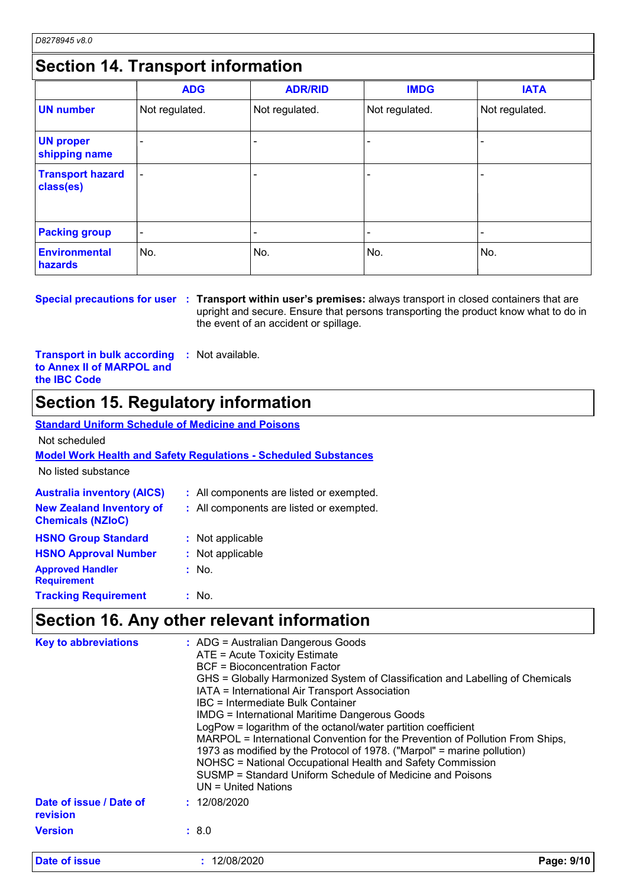## Section 14. Transport information

| | ADG | ADR/RID | IMDG | IATA |
|---|---|---|---|---|
| **UN number** | Not regulated. | Not regulated. | Not regulated. | Not regulated. |
| **UN proper shipping name** | - | - | - | - |
| **Transport hazard class(es)** | - | - | - | - |
| **Packing group** | - | - | - | - |
| **Environmental hazards** | No. | No. | No. | No. |

**Special precautions for user** : **Transport within user's premises:** always transport in closed containers that are upright and secure. Ensure that persons transporting the product know what to do in the event of an accident or spillage.

**Transport in bulk according to Annex II of MARPOL and the IBC Code** : Not available.

## Section 15. Regulatory information

**Standard Uniform Schedule of Medicine and Poisons**

Not scheduled

**Model Work Health and Safety Regulations - Scheduled Substances**

No listed substance

**Australia inventory (AICS)** : All components are listed or exempted.

**New Zealand Inventory of Chemicals (NZIoC)** : All components are listed or exempted.

**HSNO Group Standard** : Not applicable

**HSNO Approval Number** : Not applicable

**Approved Handler Requirement** : No.

**Tracking Requirement** : No.

## Section 16. Any other relevant information

**Key to abbreviations** :
ADG = Australian Dangerous Goods
ATE = Acute Toxicity Estimate
BCF = Bioconcentration Factor
GHS = Globally Harmonized System of Classification and Labelling of Chemicals
IATA = International Air Transport Association
IBC = Intermediate Bulk Container
IMDG = International Maritime Dangerous Goods
LogPow = logarithm of the octanol/water partition coefficient
MARPOL = International Convention for the Prevention of Pollution From Ships, 1973 as modified by the Protocol of 1978. ("Marpol" = marine pollution)
NOHSC = National Occupational Health and Safety Commission
SUSMP = Standard Uniform Schedule of Medicine and Poisons
UN = United Nations

**Date of issue / Date of revision** : 12/08/2020

**Version** : 8.0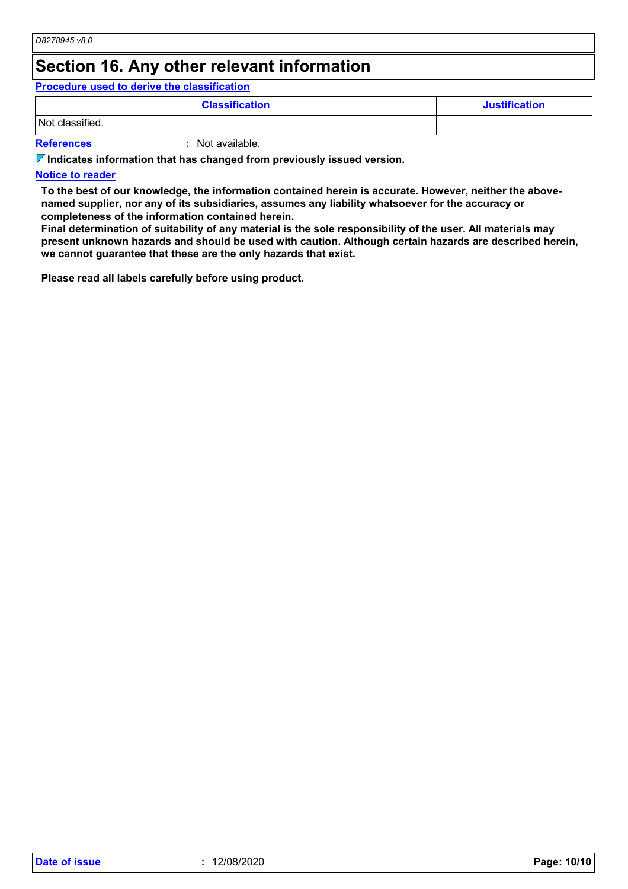## Section 16. Any other relevant information

**Procedure used to derive the classification**

| Classification | Justification |
| --- | --- |
| Not classified. | |

**References** : Not available.

**Indicates information that has changed from previously issued version.**

**Notice to reader**

**To the best of our knowledge, the information contained herein is accurate. However, neither the above-named supplier, nor any of its subsidiaries, assumes any liability whatsoever for the accuracy or completeness of the information contained herein.**
**Final determination of suitability of any material is the sole responsibility of the user. All materials may present unknown hazards and should be used with caution. Although certain hazards are described herein, we cannot guarantee that these are the only hazards that exist.**

**Please read all labels carefully before using product.**

**Date of issue** : 12/08/2020